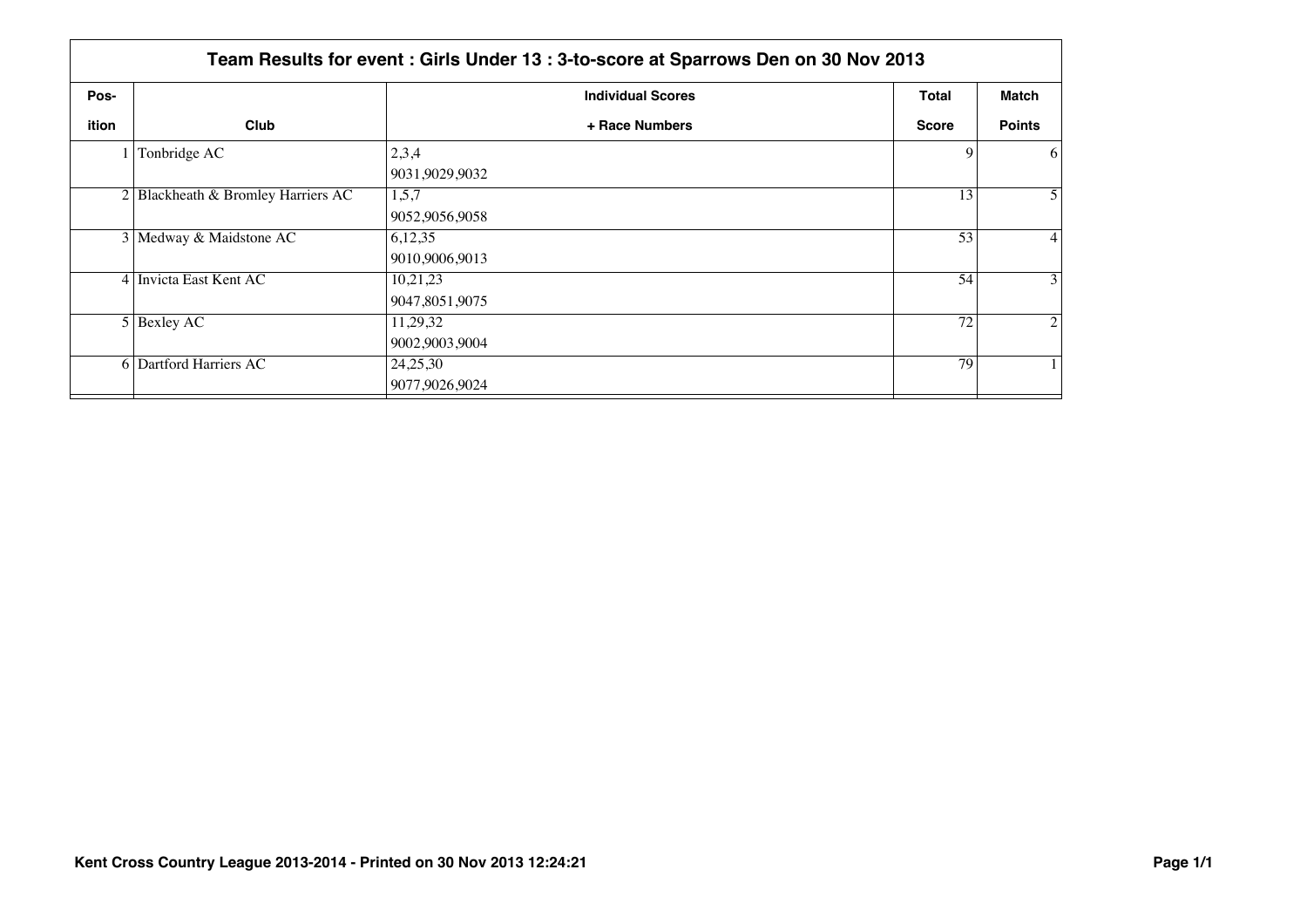## Team Results for event : Girls Under 13 : 3-to-score at Sparrows Den on 30 Nov 2013

| Pos-ition | Club | Individual Scores + Race Numbers | Total Score | Match Points |
|---|---|---|---|---|
| 1 | Tonbridge AC | 2,3,4<br>9031,9029,9032 | 9 | 6 |
| 2 | Blackheath & Bromley Harriers AC | 1,5,7<br>9052,9056,9058 | 13 | 5 |
| 3 | Medway & Maidstone AC | 6,12,35<br>9010,9006,9013 | 53 | 4 |
| 4 | Invicta East Kent AC | 10,21,23<br>9047,8051,9075 | 54 | 3 |
| 5 | Bexley AC | 11,29,32<br>9002,9003,9004 | 72 | 2 |
| 6 | Dartford Harriers AC | 24,25,30<br>9077,9026,9024 | 79 | 1 |

Kent Cross Country League 2013-2014 - Printed on 30 Nov 2013 12:24:21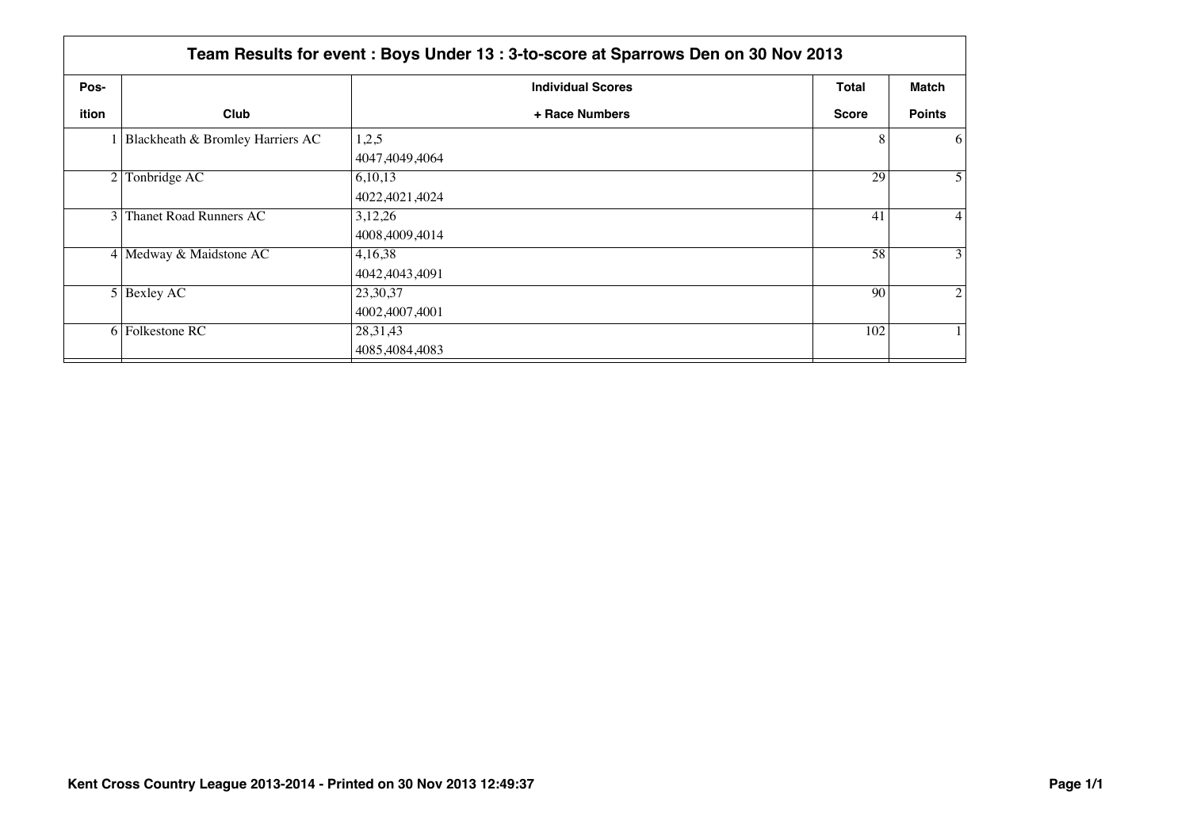## Team Results for event : Boys Under 13 : 3-to-score at Sparrows Den on 30 Nov 2013

| Position | Club | Individual Scores + Race Numbers | Total Score | Match Points |
|---|---|---|---|---|
| 1 | Blackheath & Bromley Harriers AC | 1,2,5<br>4047,4049,4064 | 8 | 6 |
| 2 | Tonbridge AC | 6,10,13<br>4022,4021,4024 | 29 | 5 |
| 3 | Thanet Road Runners AC | 3,12,26<br>4008,4009,4014 | 41 | 4 |
| 4 | Medway & Maidstone AC | 4,16,38<br>4042,4043,4091 | 58 | 3 |
| 5 | Bexley AC | 23,30,37<br>4002,4007,4001 | 90 | 2 |
| 6 | Folkestone RC | 28,31,43<br>4085,4084,4083 | 102 | 1 |

Kent Cross Country League 2013-2014 - Printed on 30 Nov 2013 12:49:37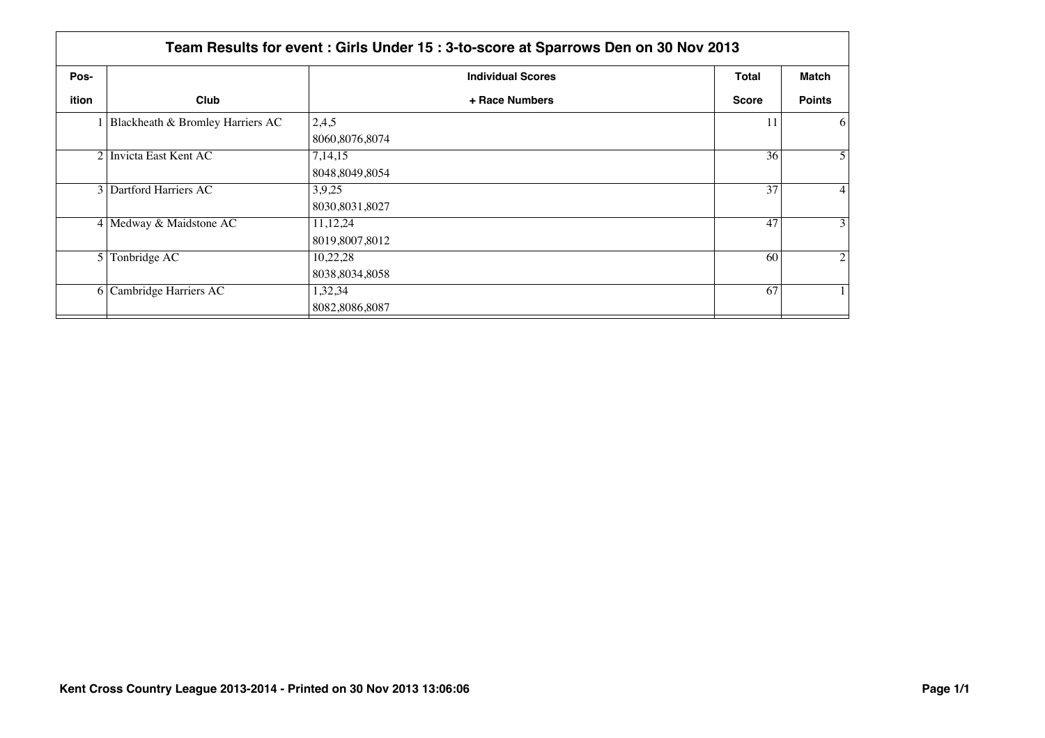## Team Results for event : Girls Under 15 : 3-to-score at Sparrows Den on 30 Nov 2013

| Position | Club | Individual Scores + Race Numbers | Total Score | Match Points |
|---|---|---|---|---|
| 1 | Blackheath & Bromley Harriers AC | 2,4,5<br>8060,8076,8074 | 11 | 6 |
| 2 | Invicta East Kent AC | 7,14,15<br>8048,8049,8054 | 36 | 5 |
| 3 | Dartford Harriers AC | 3,9,25<br>8030,8031,8027 | 37 | 4 |
| 4 | Medway & Maidstone AC | 11,12,24<br>8019,8007,8012 | 47 | 3 |
| 5 | Tonbridge AC | 10,22,28<br>8038,8034,8058 | 60 | 2 |
| 6 | Cambridge Harriers AC | 1,32,34<br>8082,8086,8087 | 67 | 1 |

**Kent Cross Country League 2013-2014 - Printed on 30 Nov 2013 13:06:06**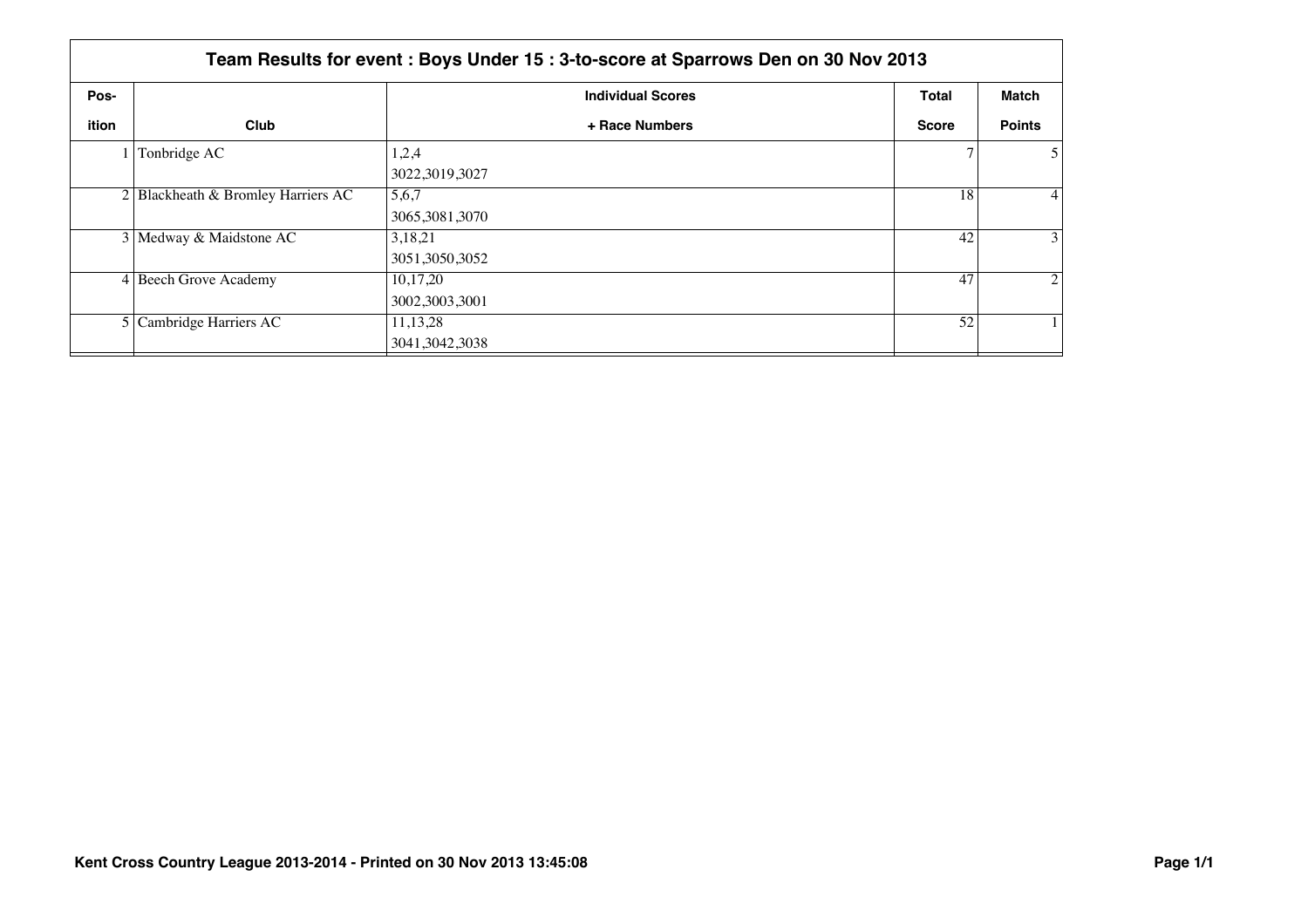## Team Results for event : Boys Under 15 : 3-to-score at Sparrows Den on 30 Nov 2013

| Pos-<br>ition | Club | Individual Scores<br>+ Race Numbers | Total<br>Score | Match<br>Points |
|---|---|---|---|---|
| 1 | Tonbridge AC | 1,2,4<br>3022,3019,3027 | 7 | 5 |
| 2 | Blackheath & Bromley Harriers AC | 5,6,7<br>3065,3081,3070 | 18 | 4 |
| 3 | Medway & Maidstone AC | 3,18,21<br>3051,3050,3052 | 42 | 3 |
| 4 | Beech Grove Academy | 10,17,20<br>3002,3003,3001 | 47 | 2 |
| 5 | Cambridge Harriers AC | 11,13,28<br>3041,3042,3038 | 52 | 1 |

**Kent Cross Country League 2013-2014 - Printed on 30 Nov 2013 13:45:08**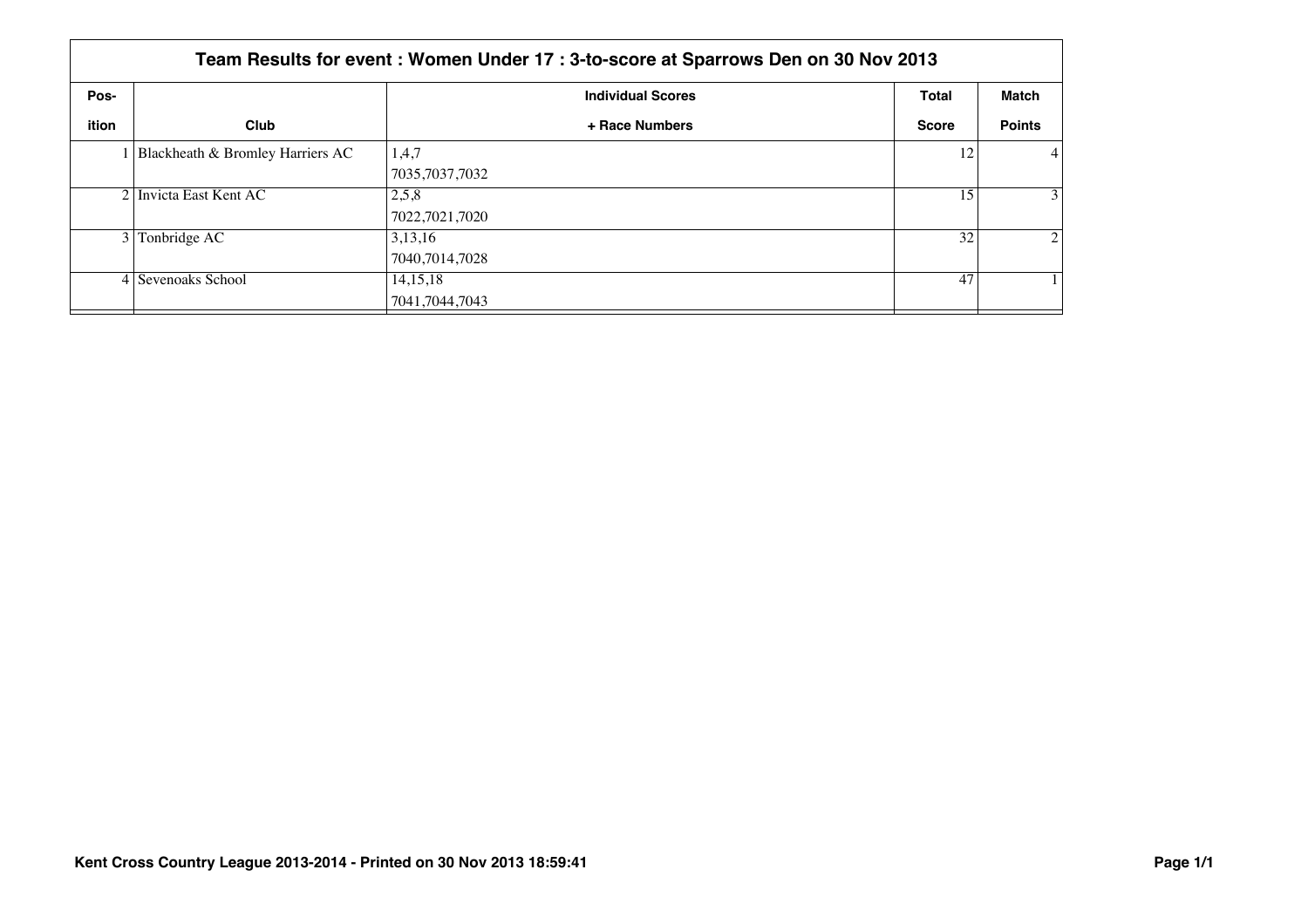## Team Results for event : Women Under 17 : 3-to-score at Sparrows Den on 30 Nov 2013

| Pos-ition | Club | Individual Scores + Race Numbers | Total Score | Match Points |
|---|---|---|---|---|
| 1 | Blackheath & Bromley Harriers AC | 1,4,7<br>7035,7037,7032 | 12 | 4 |
| 2 | Invicta East Kent AC | 2,5,8<br>7022,7021,7020 | 15 | 3 |
| 3 | Tonbridge AC | 3,13,16<br>7040,7014,7028 | 32 | 2 |
| 4 | Sevenoaks School | 14,15,18<br>7041,7044,7043 | 47 | 1 |

**Kent Cross Country League 2013-2014 - Printed on 30 Nov 2013 18:59:41**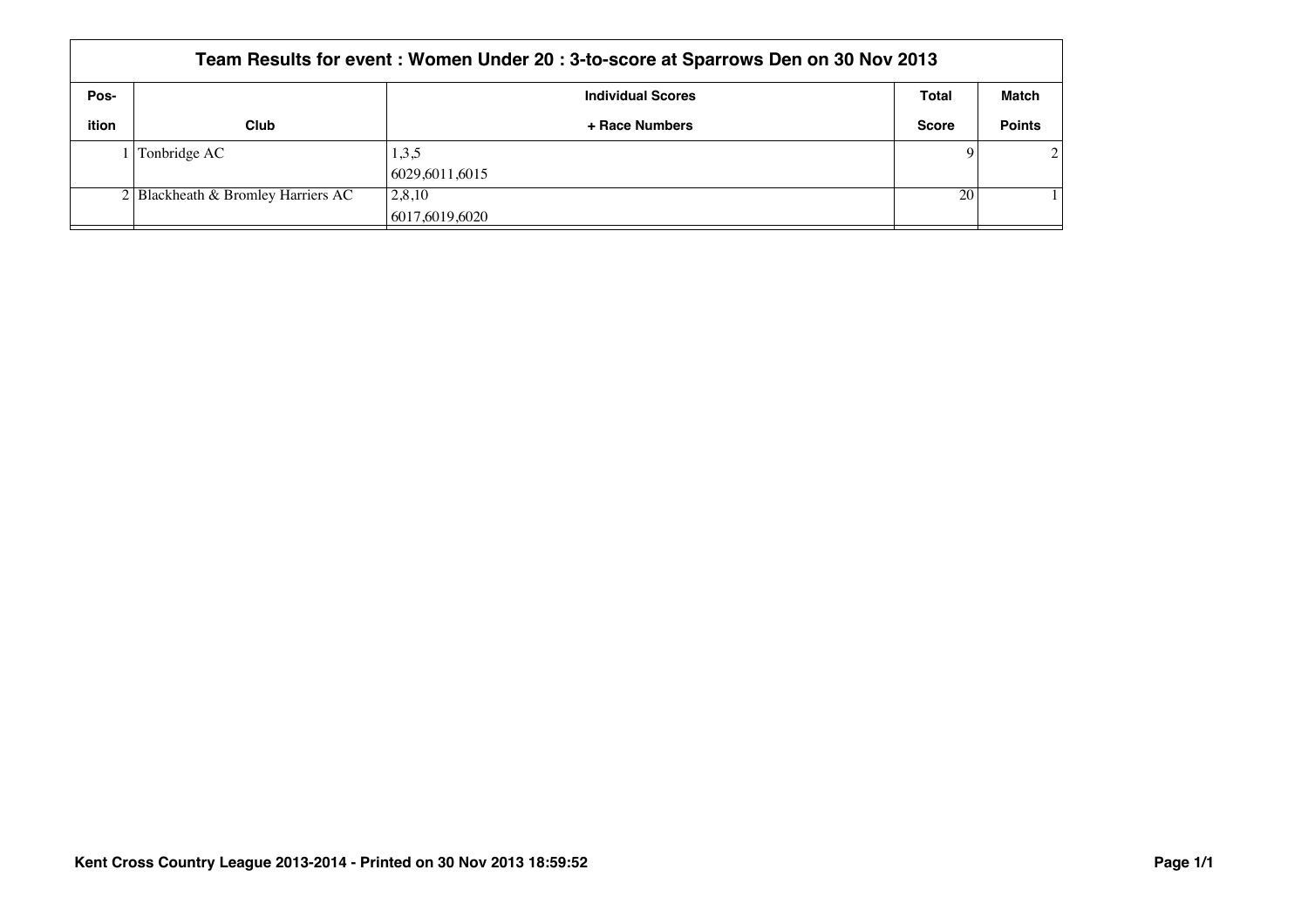## Team Results for event : Women Under 20 : 3-to-score at Sparrows Den on 30 Nov 2013

| Position | Club | Individual Scores + Race Numbers | Total Score | Match Points |
|---|---|---|---|---|
| 1 | Tonbridge AC | 1,3,5<br>6029,6011,6015 | 9 | 2 |
| 2 | Blackheath & Bromley Harriers AC | 2,8,10<br>6017,6019,6020 | 20 | 1 |

**Kent Cross Country League 2013-2014 - Printed on 30 Nov 2013 18:59:52**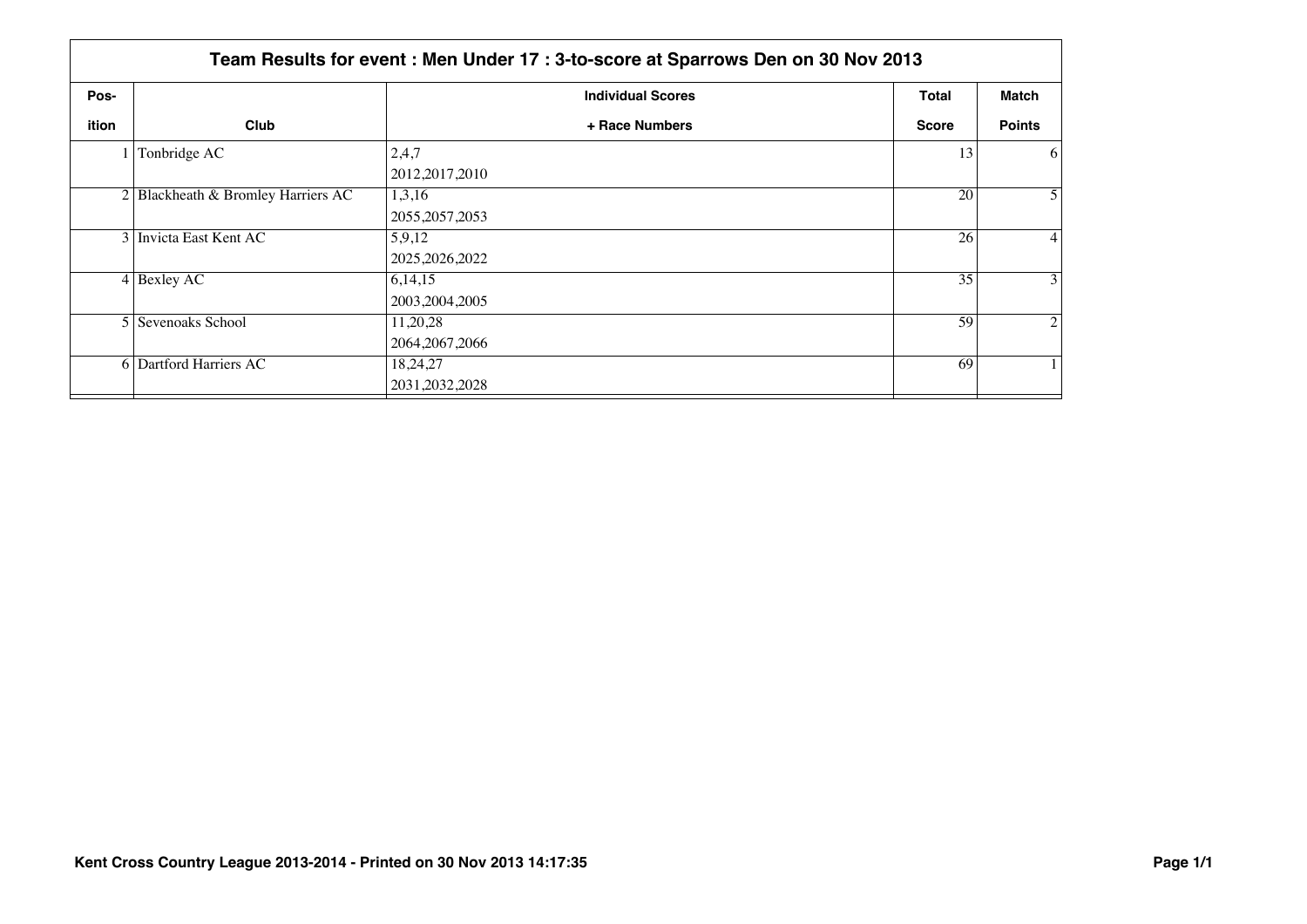## Team Results for event : Men Under 17 : 3-to-score at Sparrows Den on 30 Nov 2013

| Position | Club | Individual Scores + Race Numbers | Total Score | Match Points |
|---|---|---|---|---|
| 1 | Tonbridge AC | 2,4,7<br>2012,2017,2010 | 13 | 6 |
| 2 | Blackheath & Bromley Harriers AC | 1,3,16<br>2055,2057,2053 | 20 | 5 |
| 3 | Invicta East Kent AC | 5,9,12<br>2025,2026,2022 | 26 | 4 |
| 4 | Bexley AC | 6,14,15<br>2003,2004,2005 | 35 | 3 |
| 5 | Sevenoaks School | 11,20,28<br>2064,2067,2066 | 59 | 2 |
| 6 | Dartford Harriers AC | 18,24,27<br>2031,2032,2028 | 69 | 1 |

**Kent Cross Country League 2013-2014 - Printed on 30 Nov 2013 14:17:35**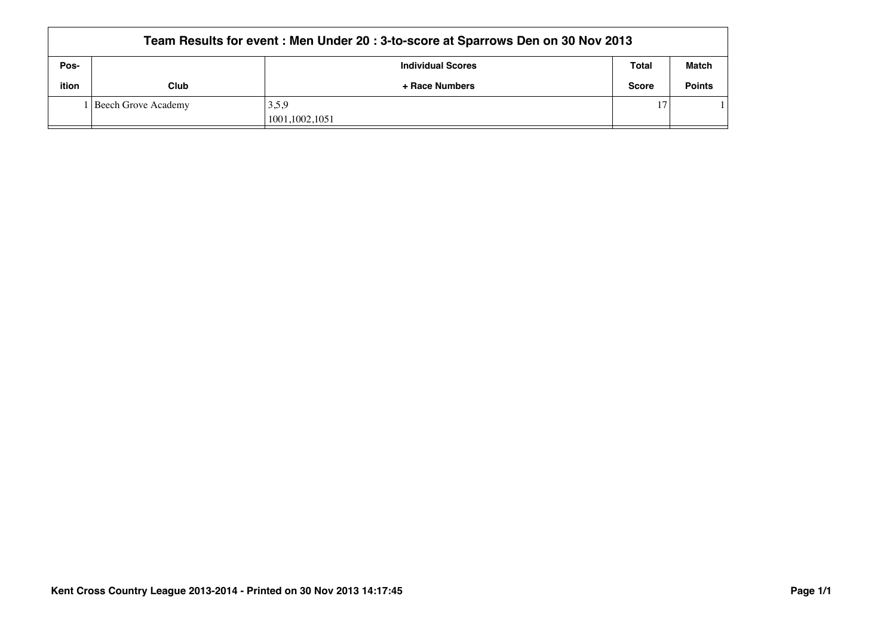| Team Results for event : Men Under 20 : 3-to-score at Sparrows Den on 30 Nov 2013 | | | | |
|---|---|---|---|---|
| Position | Club | Individual Scores + Race Numbers | Total Score | Match Points |
| 1 | Beech Grove Academy | 3,5,9<br>1001,1002,1051 | 17 | 1 |

**Kent Cross Country League 2013-2014 - Printed on 30 Nov 2013 14:17:45**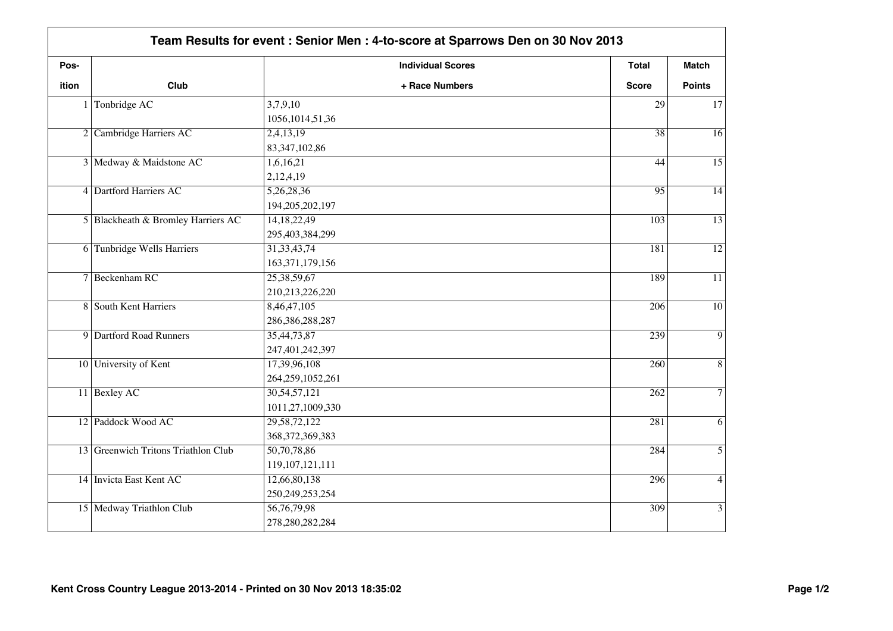## Team Results for event : Senior Men : 4-to-score at Sparrows Den on 30 Nov 2013

| Position | Club | Individual Scores + Race Numbers | Total Score | Match Points |
|---|---|---|---|---|
| 1 | Tonbridge AC | 3,7,9,10<br>1056,1014,51,36 | 29 | 17 |
| 2 | Cambridge Harriers AC | 2,4,13,19<br>83,347,102,86 | 38 | 16 |
| 3 | Medway & Maidstone AC | 1,6,16,21<br>2,12,4,19 | 44 | 15 |
| 4 | Dartford Harriers AC | 5,26,28,36<br>194,205,202,197 | 95 | 14 |
| 5 | Blackheath & Bromley Harriers AC | 14,18,22,49<br>295,403,384,299 | 103 | 13 |
| 6 | Tunbridge Wells Harriers | 31,33,43,74<br>163,371,179,156 | 181 | 12 |
| 7 | Beckenham RC | 25,38,59,67<br>210,213,226,220 | 189 | 11 |
| 8 | South Kent Harriers | 8,46,47,105<br>286,386,288,287 | 206 | 10 |
| 9 | Dartford Road Runners | 35,44,73,87<br>247,401,242,397 | 239 | 9 |
| 10 | University of Kent | 17,39,96,108<br>264,259,1052,261 | 260 | 8 |
| 11 | Bexley AC | 30,54,57,121<br>1011,27,1009,330 | 262 | 7 |
| 12 | Paddock Wood AC | 29,58,72,122<br>368,372,369,383 | 281 | 6 |
| 13 | Greenwich Tritons Triathlon Club | 50,70,78,86<br>119,107,121,111 | 284 | 5 |
| 14 | Invicta East Kent AC | 12,66,80,138<br>250,249,253,254 | 296 | 4 |
| 15 | Medway Triathlon Club | 56,76,79,98<br>278,280,282,284 | 309 | 3 |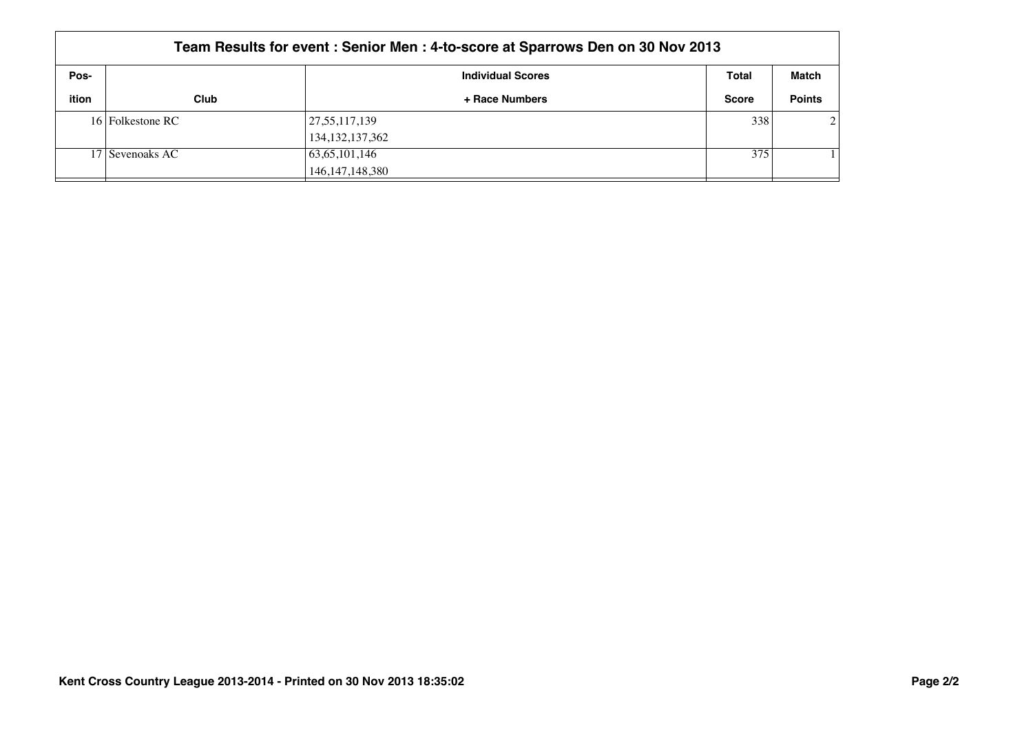## Team Results for event : Senior Men : 4-to-score at Sparrows Den on 30 Nov 2013

| Pos-ition | Club | Individual Scores + Race Numbers | Total Score | Match Points |
|---|---|---|---|---|
| 16 | Folkestone RC | 27,55,117,139<br>134,132,137,362 | 338 | 2 |
| 17 | Sevenoaks AC | 63,65,101,146<br>146,147,148,380 | 375 | 1 |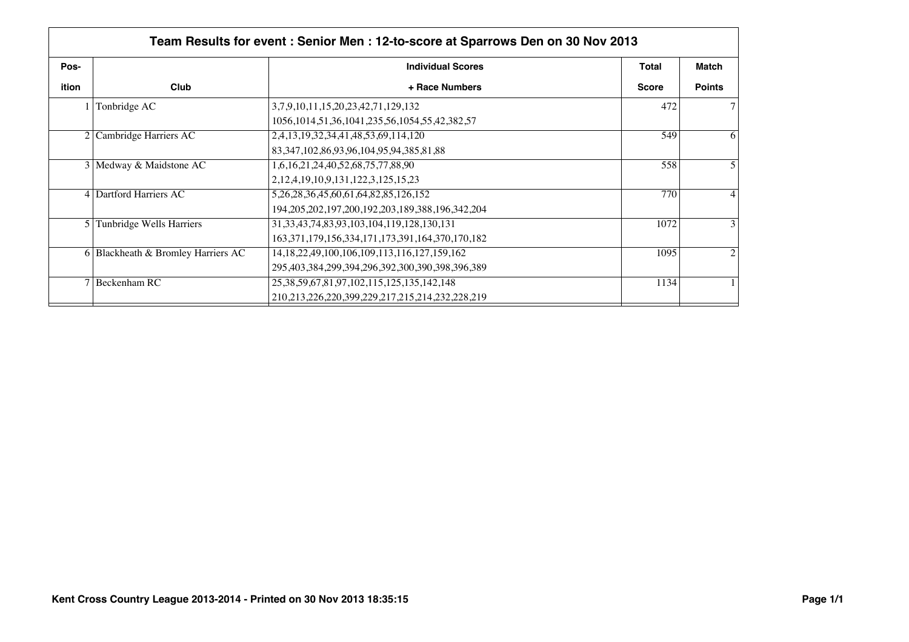## Team Results for event : Senior Men : 12-to-score at Sparrows Den on 30 Nov 2013

| Pos- ition | Club | Individual Scores + Race Numbers | Total Score | Match Points |
|---|---|---|---|---|
| 1 | Tonbridge AC | 3,7,9,10,11,15,20,23,42,71,129,132<br>1056,1014,51,36,1041,235,56,1054,55,42,382,57 | 472 | 7 |
| 2 | Cambridge Harriers AC | 2,4,13,19,32,34,41,48,53,69,114,120<br>83,347,102,86,93,96,104,95,94,385,81,88 | 549 | 6 |
| 3 | Medway & Maidstone AC | 1,6,16,21,24,40,52,68,75,77,88,90<br>2,12,4,19,10,9,131,122,3,125,15,23 | 558 | 5 |
| 4 | Dartford Harriers AC | 5,26,28,36,45,60,61,64,82,85,126,152<br>194,205,202,197,200,192,203,189,388,196,342,204 | 770 | 4 |
| 5 | Tunbridge Wells Harriers | 31,33,43,74,83,93,103,104,119,128,130,131<br>163,371,179,156,334,171,173,391,164,370,170,182 | 1072 | 3 |
| 6 | Blackheath & Bromley Harriers AC | 14,18,22,49,100,106,109,113,116,127,159,162<br>295,403,384,299,394,296,392,300,390,398,396,389 | 1095 | 2 |
| 7 | Beckenham RC | 25,38,59,67,81,97,102,115,125,135,142,148<br>210,213,226,220,399,229,217,215,214,232,228,219 | 1134 | 1 |

Kent Cross Country League 2013-2014 - Printed on 30 Nov 2013 18:35:15